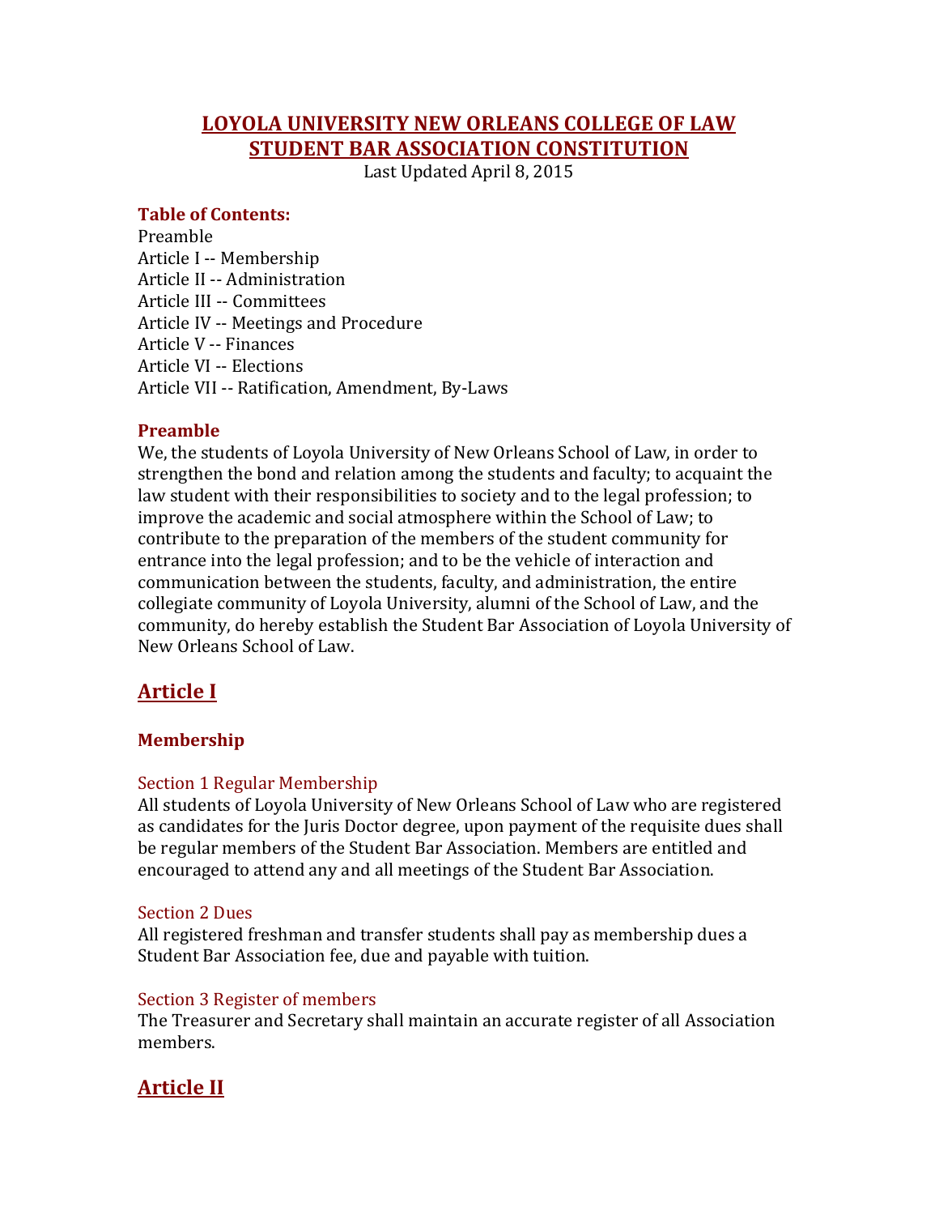# LOYOLA UNIVERSITY NEW ORLEANS COLLEGE OF LAW STUDENT BAR ASSOCIATION CONSTITUTION

Last Updated April 8, 2015

**Table of Contents:**

Preamble
Article I -- Membership
Article II -- Administration
Article III -- Committees
Article IV -- Meetings and Procedure
Article V -- Finances
Article VI -- Elections
Article VII -- Ratification, Amendment, By-Laws

### Preamble

We, the students of Loyola University of New Orleans School of Law, in order to strengthen the bond and relation among the students and faculty; to acquaint the law student with their responsibilities to society and to the legal profession; to improve the academic and social atmosphere within the School of Law; to contribute to the preparation of the members of the student community for entrance into the legal profession; and to be the vehicle of interaction and communication between the students, faculty, and administration, the entire collegiate community of Loyola University, alumni of the School of Law, and the community, do hereby establish the Student Bar Association of Loyola University of New Orleans School of Law.

## Article I

### Membership

#### Section 1 Regular Membership

All students of Loyola University of New Orleans School of Law who are registered as candidates for the Juris Doctor degree, upon payment of the requisite dues shall be regular members of the Student Bar Association. Members are entitled and encouraged to attend any and all meetings of the Student Bar Association.

#### Section 2 Dues

All registered freshman and transfer students shall pay as membership dues a Student Bar Association fee, due and payable with tuition.

#### Section 3 Register of members

The Treasurer and Secretary shall maintain an accurate register of all Association members.

## Article II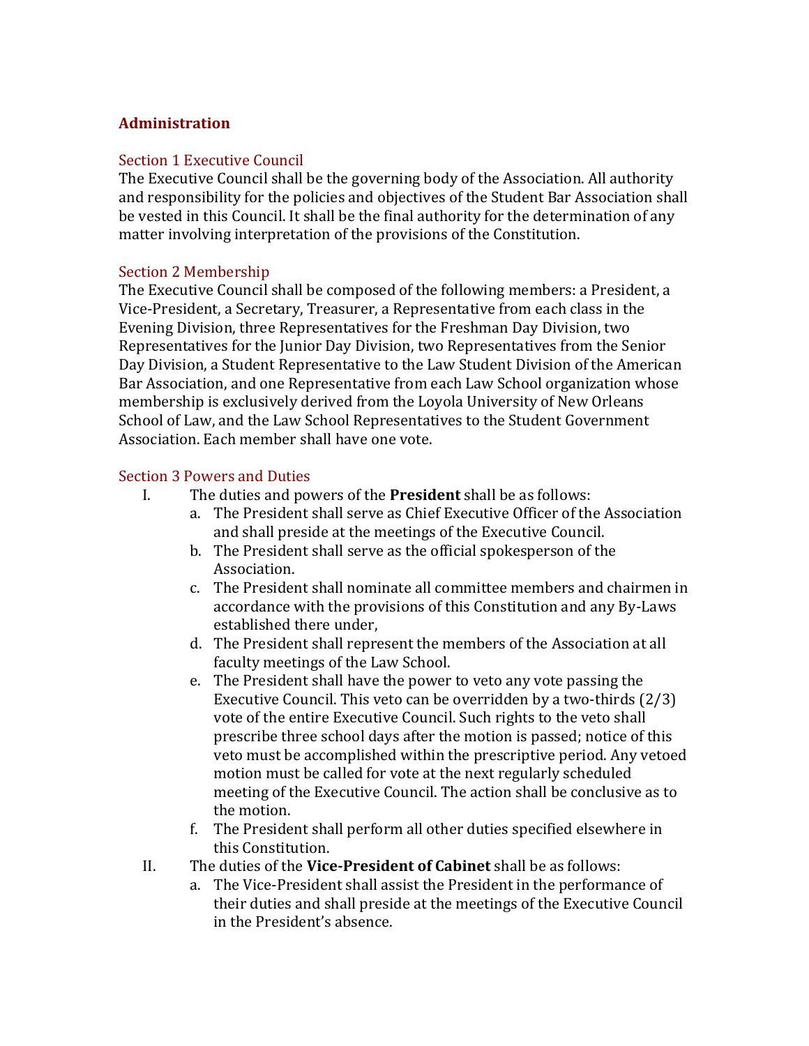## Administration

### Section 1 Executive Council

The Executive Council shall be the governing body of the Association. All authority and responsibility for the policies and objectives of the Student Bar Association shall be vested in this Council. It shall be the final authority for the determination of any matter involving interpretation of the provisions of the Constitution.

### Section 2 Membership

The Executive Council shall be composed of the following members: a President, a Vice-President, a Secretary, Treasurer, a Representative from each class in the Evening Division, three Representatives for the Freshman Day Division, two Representatives for the Junior Day Division, two Representatives from the Senior Day Division, a Student Representative to the Law Student Division of the American Bar Association, and one Representative from each Law School organization whose membership is exclusively derived from the Loyola University of New Orleans School of Law, and the Law School Representatives to the Student Government Association. Each member shall have one vote.

### Section 3 Powers and Duties

I. The duties and powers of the **President** shall be as follows:
   a. The President shall serve as Chief Executive Officer of the Association and shall preside at the meetings of the Executive Council.
   b. The President shall serve as the official spokesperson of the Association.
   c. The President shall nominate all committee members and chairmen in accordance with the provisions of this Constitution and any By-Laws established there under,
   d. The President shall represent the members of the Association at all faculty meetings of the Law School.
   e. The President shall have the power to veto any vote passing the Executive Council. This veto can be overridden by a two-thirds (2/3) vote of the entire Executive Council. Such rights to the veto shall prescribe three school days after the motion is passed; notice of this veto must be accomplished within the prescriptive period. Any vetoed motion must be called for vote at the next regularly scheduled meeting of the Executive Council. The action shall be conclusive as to the motion.
   f. The President shall perform all other duties specified elsewhere in this Constitution.

II. The duties of the **Vice-President of Cabinet** shall be as follows:
   a. The Vice-President shall assist the President in the performance of their duties and shall preside at the meetings of the Executive Council in the President's absence.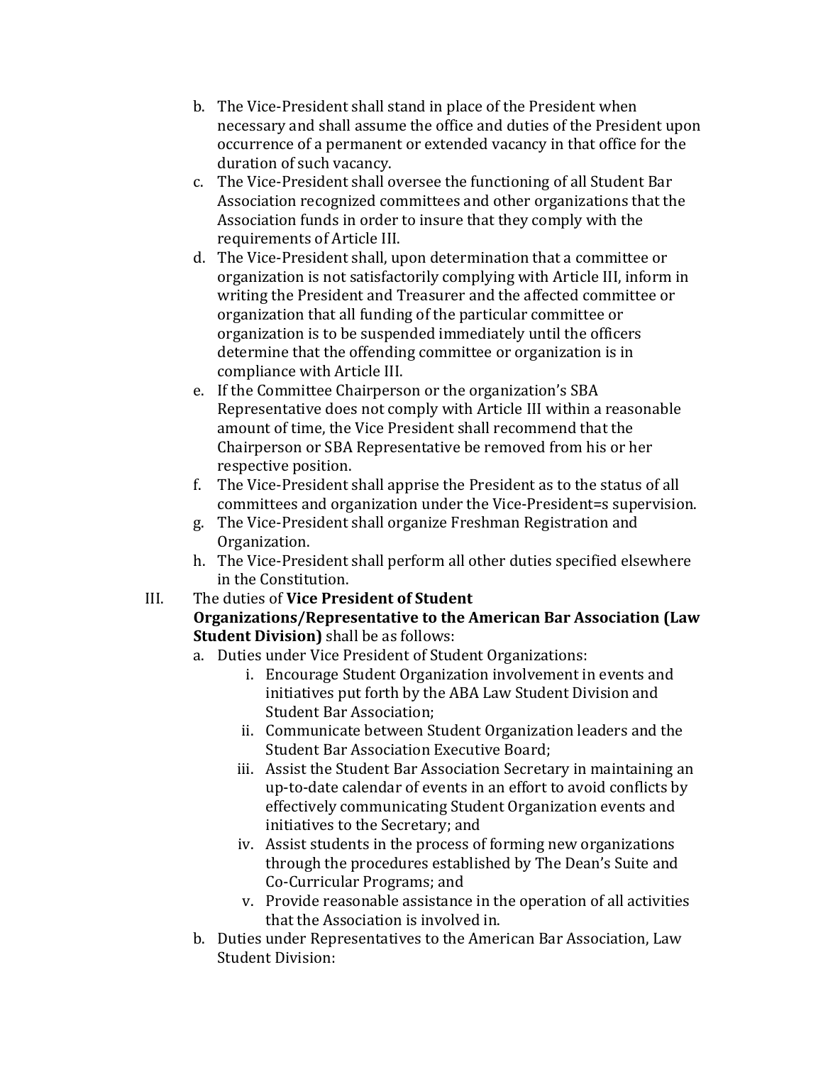b. The Vice-President shall stand in place of the President when necessary and shall assume the office and duties of the President upon occurrence of a permanent or extended vacancy in that office for the duration of such vacancy.
c. The Vice-President shall oversee the functioning of all Student Bar Association recognized committees and other organizations that the Association funds in order to insure that they comply with the requirements of Article III.
d. The Vice-President shall, upon determination that a committee or organization is not satisfactorily complying with Article III, inform in writing the President and Treasurer and the affected committee or organization that all funding of the particular committee or organization is to be suspended immediately until the officers determine that the offending committee or organization is in compliance with Article III.
e. If the Committee Chairperson or the organization's SBA Representative does not comply with Article III within a reasonable amount of time, the Vice President shall recommend that the Chairperson or SBA Representative be removed from his or her respective position.
f. The Vice-President shall apprise the President as to the status of all committees and organization under the Vice-President=s supervision.
g. The Vice-President shall organize Freshman Registration and Organization.
h. The Vice-President shall perform all other duties specified elsewhere in the Constitution.

III. The duties of **Vice President of Student Organizations/Representative to the American Bar Association (Law Student Division)** shall be as follows:

a. Duties under Vice President of Student Organizations:
    i. Encourage Student Organization involvement in events and initiatives put forth by the ABA Law Student Division and Student Bar Association;
    ii. Communicate between Student Organization leaders and the Student Bar Association Executive Board;
    iii. Assist the Student Bar Association Secretary in maintaining an up-to-date calendar of events in an effort to avoid conflicts by effectively communicating Student Organization events and initiatives to the Secretary; and
    iv. Assist students in the process of forming new organizations through the procedures established by The Dean's Suite and Co-Curricular Programs; and
    v. Provide reasonable assistance in the operation of all activities that the Association is involved in.
b. Duties under Representatives to the American Bar Association, Law Student Division: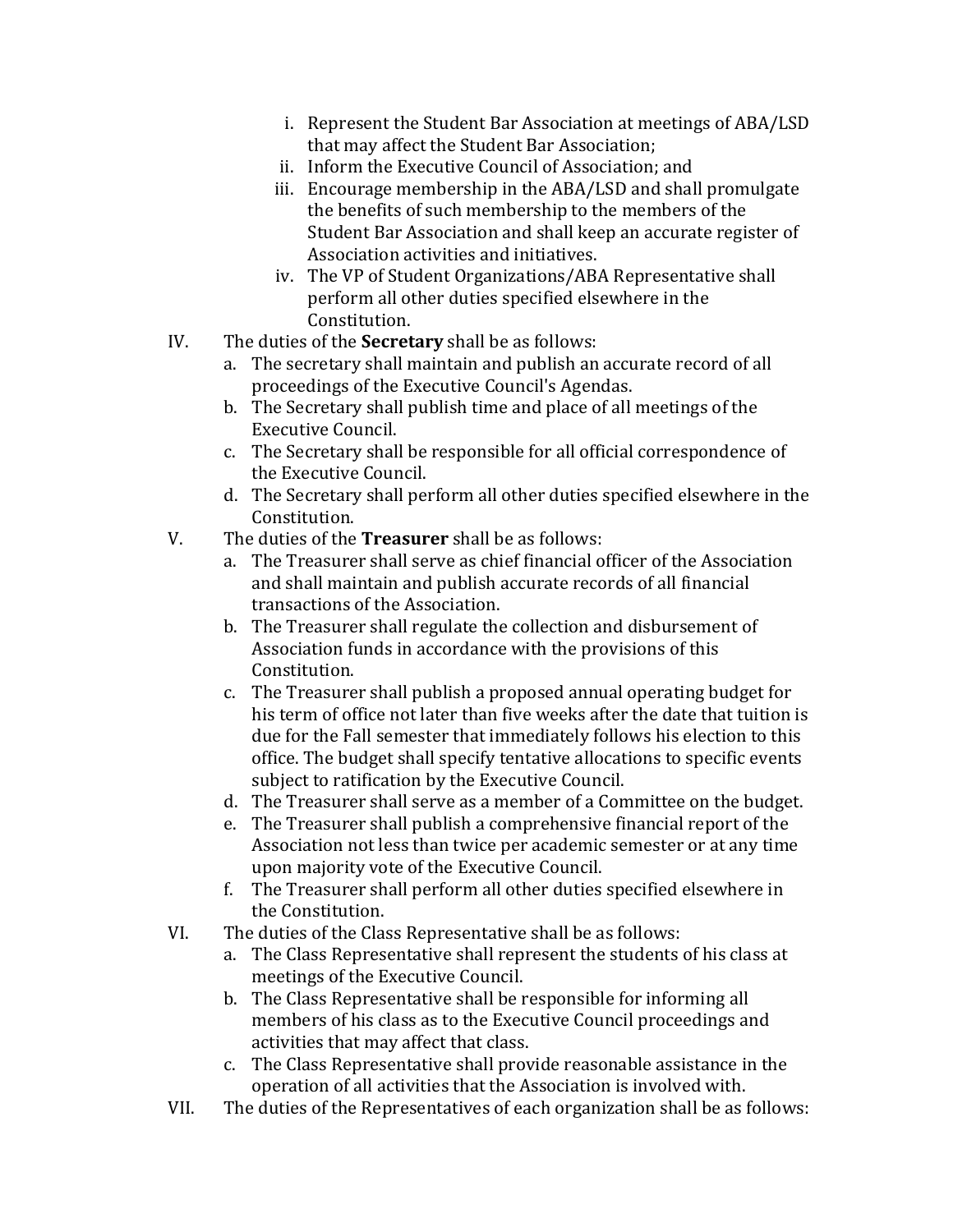i. Represent the Student Bar Association at meetings of ABA/LSD that may affect the Student Bar Association;
ii. Inform the Executive Council of Association; and
iii. Encourage membership in the ABA/LSD and shall promulgate the benefits of such membership to the members of the Student Bar Association and shall keep an accurate register of Association activities and initiatives.
iv. The VP of Student Organizations/ABA Representative shall perform all other duties specified elsewhere in the Constitution.

IV. The duties of the **Secretary** shall be as follows:
   a. The secretary shall maintain and publish an accurate record of all proceedings of the Executive Council's Agendas.
   b. The Secretary shall publish time and place of all meetings of the Executive Council.
   c. The Secretary shall be responsible for all official correspondence of the Executive Council.
   d. The Secretary shall perform all other duties specified elsewhere in the Constitution.

V. The duties of the **Treasurer** shall be as follows:
   a. The Treasurer shall serve as chief financial officer of the Association and shall maintain and publish accurate records of all financial transactions of the Association.
   b. The Treasurer shall regulate the collection and disbursement of Association funds in accordance with the provisions of this Constitution.
   c. The Treasurer shall publish a proposed annual operating budget for his term of office not later than five weeks after the date that tuition is due for the Fall semester that immediately follows his election to this office. The budget shall specify tentative allocations to specific events subject to ratification by the Executive Council.
   d. The Treasurer shall serve as a member of a Committee on the budget.
   e. The Treasurer shall publish a comprehensive financial report of the Association not less than twice per academic semester or at any time upon majority vote of the Executive Council.
   f. The Treasurer shall perform all other duties specified elsewhere in the Constitution.

VI. The duties of the Class Representative shall be as follows:
   a. The Class Representative shall represent the students of his class at meetings of the Executive Council.
   b. The Class Representative shall be responsible for informing all members of his class as to the Executive Council proceedings and activities that may affect that class.
   c. The Class Representative shall provide reasonable assistance in the operation of all activities that the Association is involved with.

VII. The duties of the Representatives of each organization shall be as follows: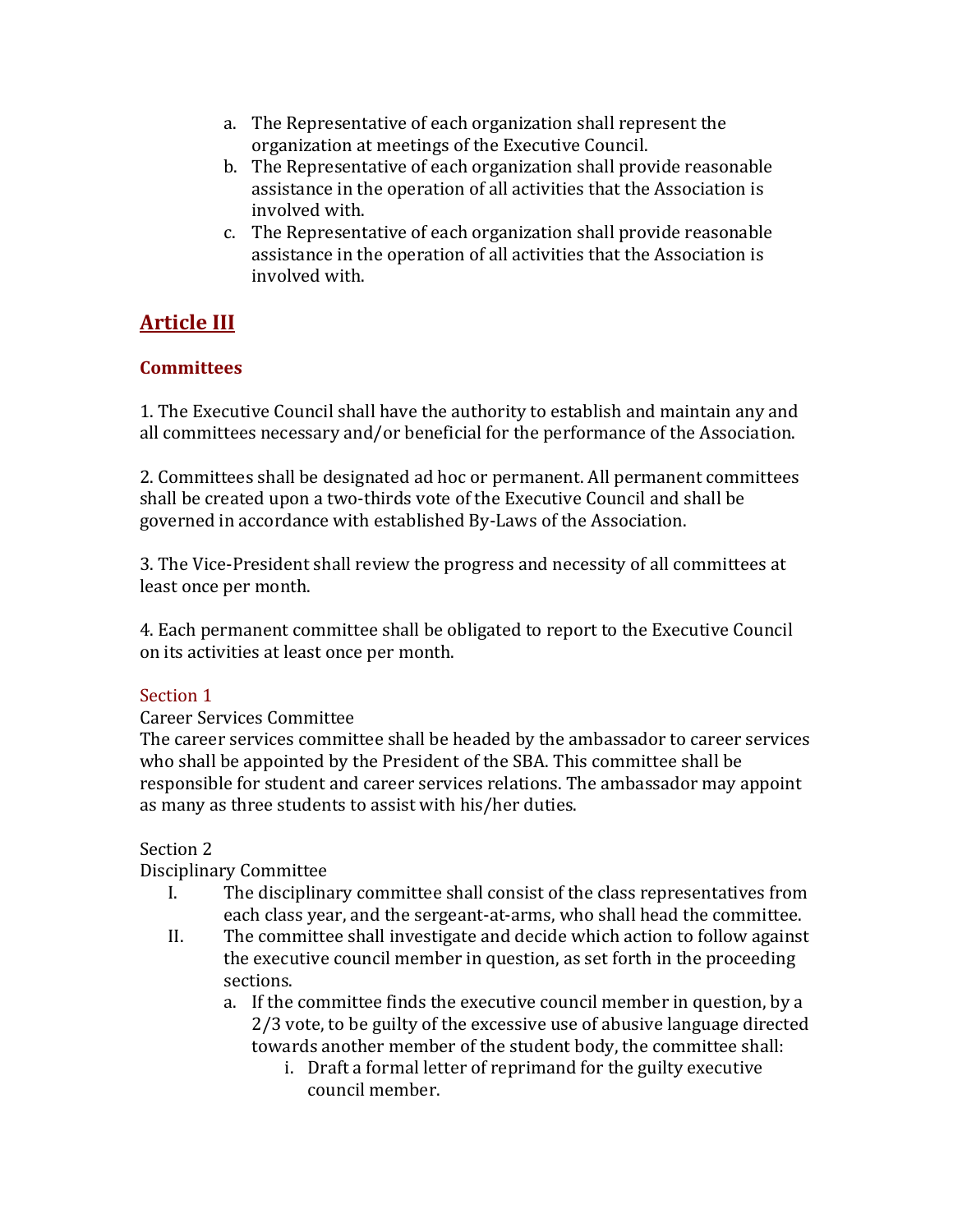a. The Representative of each organization shall represent the organization at meetings of the Executive Council.
b. The Representative of each organization shall provide reasonable assistance in the operation of all activities that the Association is involved with.
c. The Representative of each organization shall provide reasonable assistance in the operation of all activities that the Association is involved with.

## Article III

### Committees

1. The Executive Council shall have the authority to establish and maintain any and all committees necessary and/or beneficial for the performance of the Association.

2. Committees shall be designated ad hoc or permanent. All permanent committees shall be created upon a two-thirds vote of the Executive Council and shall be governed in accordance with established By-Laws of the Association.

3. The Vice-President shall review the progress and necessity of all committees at least once per month.

4. Each permanent committee shall be obligated to report to the Executive Council on its activities at least once per month.

Section 1
Career Services Committee
The career services committee shall be headed by the ambassador to career services who shall be appointed by the President of the SBA. This committee shall be responsible for student and career services relations. The ambassador may appoint as many as three students to assist with his/her duties.

Section 2
Disciplinary Committee

I. The disciplinary committee shall consist of the class representatives from each class year, and the sergeant-at-arms, who shall head the committee.
II. The committee shall investigate and decide which action to follow against the executive council member in question, as set forth in the proceeding sections.
   a. If the committee finds the executive council member in question, by a 2/3 vote, to be guilty of the excessive use of abusive language directed towards another member of the student body, the committee shall:
      i. Draft a formal letter of reprimand for the guilty executive council member.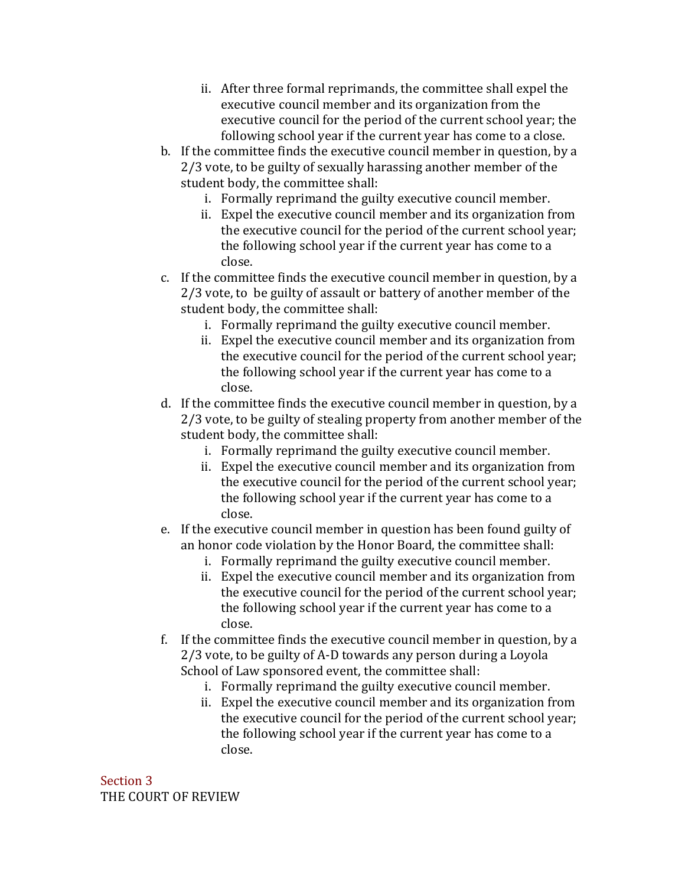ii. After three formal reprimands, the committee shall expel the executive council member and its organization from the executive council for the period of the current school year; the following school year if the current year has come to a close.

b. If the committee finds the executive council member in question, by a 2/3 vote, to be guilty of sexually harassing another member of the student body, the committee shall:
   i. Formally reprimand the guilty executive council member.
   ii. Expel the executive council member and its organization from the executive council for the period of the current school year; the following school year if the current year has come to a close.

c. If the committee finds the executive council member in question, by a 2/3 vote, to be guilty of assault or battery of another member of the student body, the committee shall:
   i. Formally reprimand the guilty executive council member.
   ii. Expel the executive council member and its organization from the executive council for the period of the current school year; the following school year if the current year has come to a close.

d. If the committee finds the executive council member in question, by a 2/3 vote, to be guilty of stealing property from another member of the student body, the committee shall:
   i. Formally reprimand the guilty executive council member.
   ii. Expel the executive council member and its organization from the executive council for the period of the current school year; the following school year if the current year has come to a close.

e. If the executive council member in question has been found guilty of an honor code violation by the Honor Board, the committee shall:
   i. Formally reprimand the guilty executive council member.
   ii. Expel the executive council member and its organization from the executive council for the period of the current school year; the following school year if the current year has come to a close.

f. If the committee finds the executive council member in question, by a 2/3 vote, to be guilty of A-D towards any person during a Loyola School of Law sponsored event, the committee shall:
   i. Formally reprimand the guilty executive council member.
   ii. Expel the executive council member and its organization from the executive council for the period of the current school year; the following school year if the current year has come to a close.

## Section 3
THE COURT OF REVIEW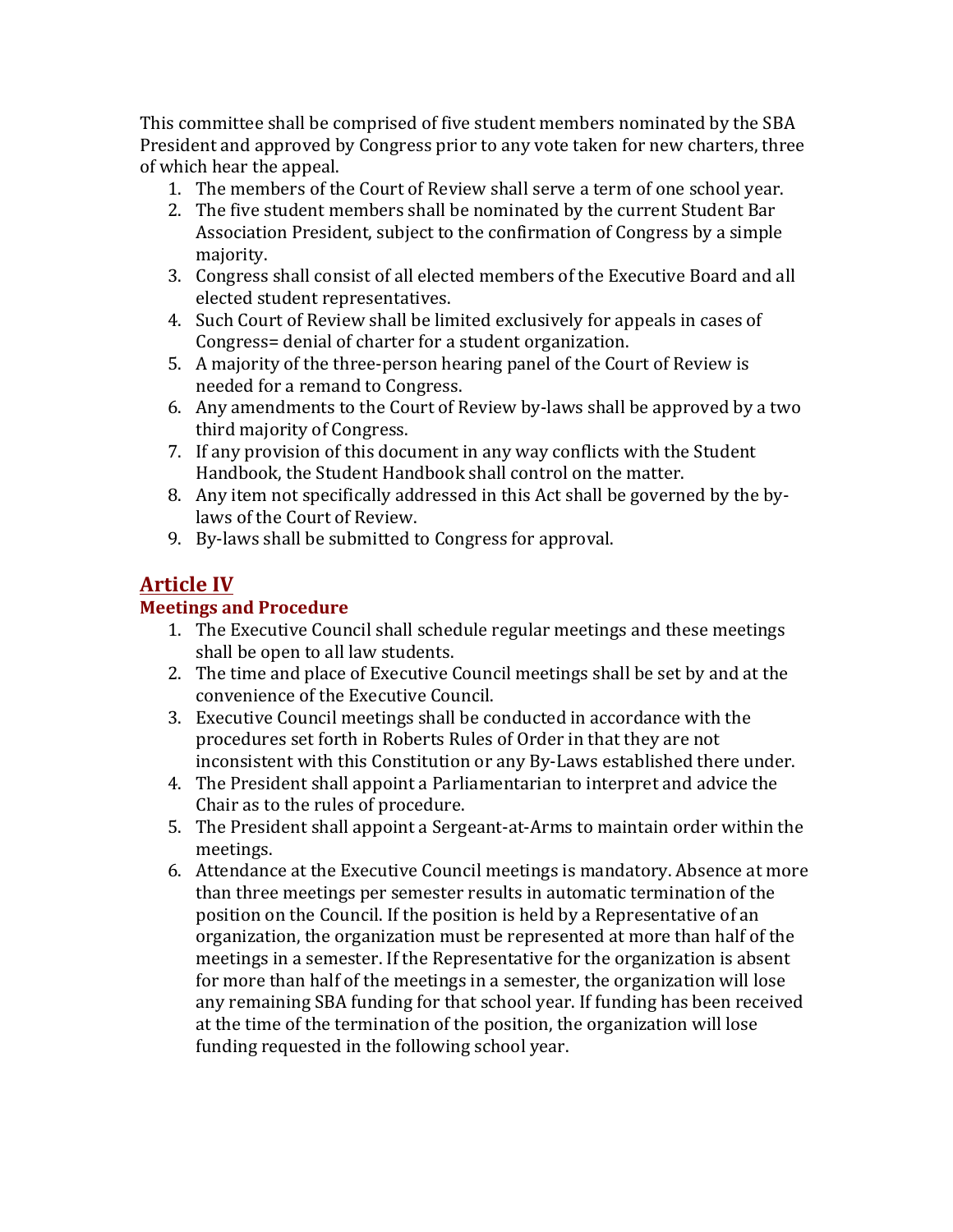This committee shall be comprised of five student members nominated by the SBA President and approved by Congress prior to any vote taken for new charters, three of which hear the appeal.

1. The members of the Court of Review shall serve a term of one school year.
2. The five student members shall be nominated by the current Student Bar Association President, subject to the confirmation of Congress by a simple majority.
3. Congress shall consist of all elected members of the Executive Board and all elected student representatives.
4. Such Court of Review shall be limited exclusively for appeals in cases of Congress= denial of charter for a student organization.
5. A majority of the three-person hearing panel of the Court of Review is needed for a remand to Congress.
6. Any amendments to the Court of Review by-laws shall be approved by a two third majority of Congress.
7. If any provision of this document in any way conflicts with the Student Handbook, the Student Handbook shall control on the matter.
8. Any item not specifically addressed in this Act shall be governed by the by-laws of the Court of Review.
9. By-laws shall be submitted to Congress for approval.

## Article IV

### Meetings and Procedure

1. The Executive Council shall schedule regular meetings and these meetings shall be open to all law students.
2. The time and place of Executive Council meetings shall be set by and at the convenience of the Executive Council.
3. Executive Council meetings shall be conducted in accordance with the procedures set forth in Roberts Rules of Order in that they are not inconsistent with this Constitution or any By-Laws established there under.
4. The President shall appoint a Parliamentarian to interpret and advice the Chair as to the rules of procedure.
5. The President shall appoint a Sergeant-at-Arms to maintain order within the meetings.
6. Attendance at the Executive Council meetings is mandatory. Absence at more than three meetings per semester results in automatic termination of the position on the Council. If the position is held by a Representative of an organization, the organization must be represented at more than half of the meetings in a semester. If the Representative for the organization is absent for more than half of the meetings in a semester, the organization will lose any remaining SBA funding for that school year. If funding has been received at the time of the termination of the position, the organization will lose funding requested in the following school year.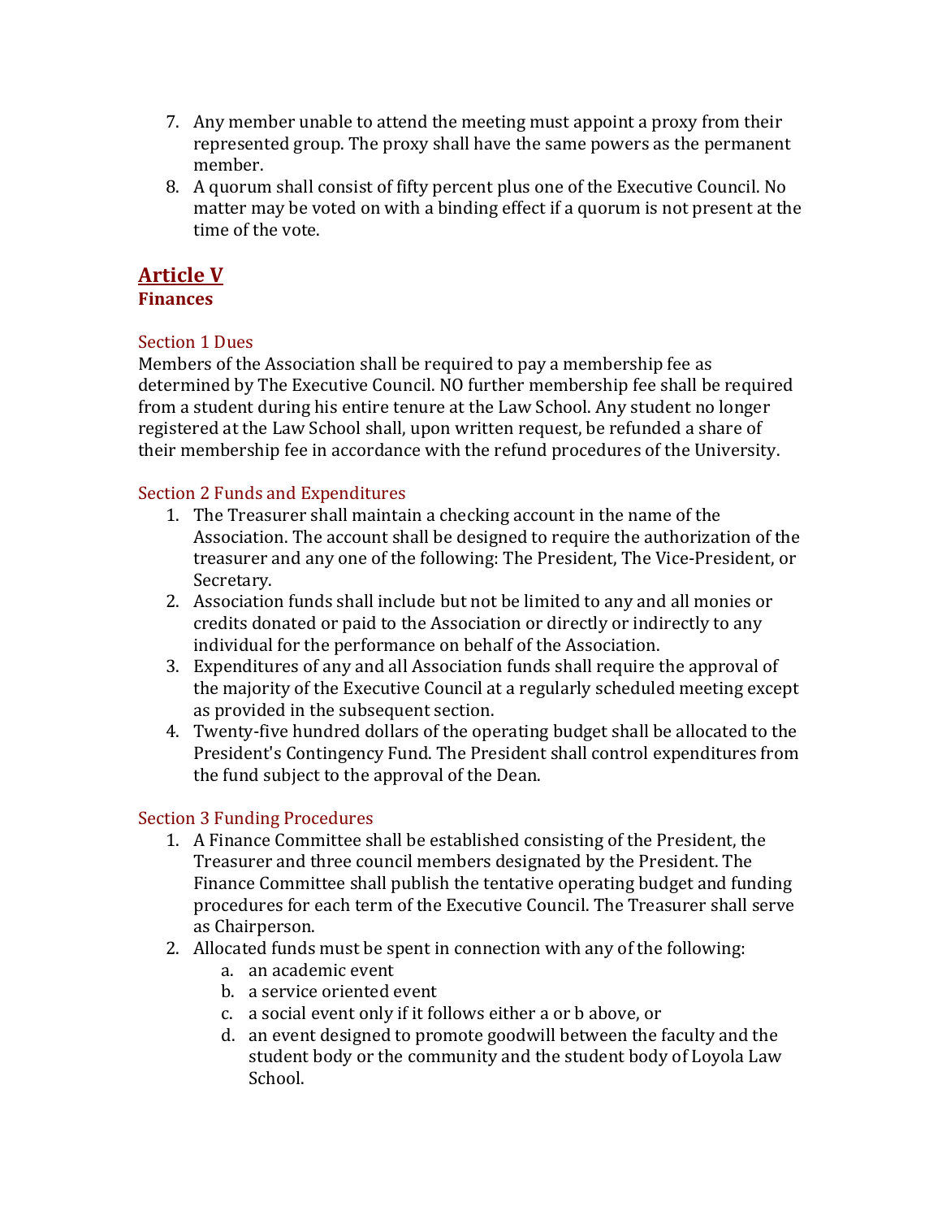7. Any member unable to attend the meeting must appoint a proxy from their represented group. The proxy shall have the same powers as the permanent member.
8. A quorum shall consist of fifty percent plus one of the Executive Council. No matter may be voted on with a binding effect if a quorum is not present at the time of the vote.

## Article V
### Finances

#### Section 1 Dues

Members of the Association shall be required to pay a membership fee as determined by The Executive Council. NO further membership fee shall be required from a student during his entire tenure at the Law School. Any student no longer registered at the Law School shall, upon written request, be refunded a share of their membership fee in accordance with the refund procedures of the University.

#### Section 2 Funds and Expenditures

1. The Treasurer shall maintain a checking account in the name of the Association. The account shall be designed to require the authorization of the treasurer and any one of the following: The President, The Vice-President, or Secretary.
2. Association funds shall include but not be limited to any and all monies or credits donated or paid to the Association or directly or indirectly to any individual for the performance on behalf of the Association.
3. Expenditures of any and all Association funds shall require the approval of the majority of the Executive Council at a regularly scheduled meeting except as provided in the subsequent section.
4. Twenty-five hundred dollars of the operating budget shall be allocated to the President's Contingency Fund. The President shall control expenditures from the fund subject to the approval of the Dean.

#### Section 3 Funding Procedures

1. A Finance Committee shall be established consisting of the President, the Treasurer and three council members designated by the President. The Finance Committee shall publish the tentative operating budget and funding procedures for each term of the Executive Council. The Treasurer shall serve as Chairperson.
2. Allocated funds must be spent in connection with any of the following:
    a. an academic event
    b. a service oriented event
    c. a social event only if it follows either a or b above, or
    d. an event designed to promote goodwill between the faculty and the student body or the community and the student body of Loyola Law School.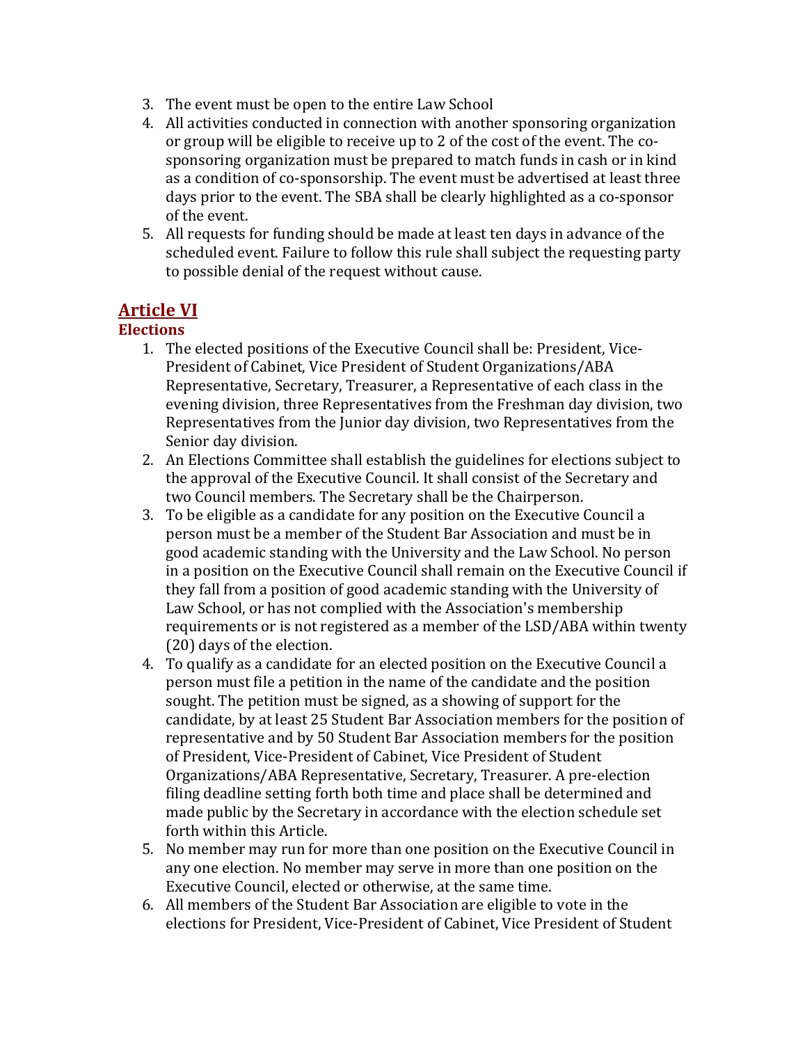3. The event must be open to the entire Law School
4. All activities conducted in connection with another sponsoring organization or group will be eligible to receive up to 2 of the cost of the event. The co-sponsoring organization must be prepared to match funds in cash or in kind as a condition of co-sponsorship. The event must be advertised at least three days prior to the event. The SBA shall be clearly highlighted as a co-sponsor of the event.
5. All requests for funding should be made at least ten days in advance of the scheduled event. Failure to follow this rule shall subject the requesting party to possible denial of the request without cause.

## Article VI

### Elections

1. The elected positions of the Executive Council shall be: President, Vice-President of Cabinet, Vice President of Student Organizations/ABA Representative, Secretary, Treasurer, a Representative of each class in the evening division, three Representatives from the Freshman day division, two Representatives from the Junior day division, two Representatives from the Senior day division.
2. An Elections Committee shall establish the guidelines for elections subject to the approval of the Executive Council. It shall consist of the Secretary and two Council members. The Secretary shall be the Chairperson.
3. To be eligible as a candidate for any position on the Executive Council a person must be a member of the Student Bar Association and must be in good academic standing with the University and the Law School. No person in a position on the Executive Council shall remain on the Executive Council if they fall from a position of good academic standing with the University of Law School, or has not complied with the Association's membership requirements or is not registered as a member of the LSD/ABA within twenty (20) days of the election.
4. To qualify as a candidate for an elected position on the Executive Council a person must file a petition in the name of the candidate and the position sought. The petition must be signed, as a showing of support for the candidate, by at least 25 Student Bar Association members for the position of representative and by 50 Student Bar Association members for the position of President, Vice-President of Cabinet, Vice President of Student Organizations/ABA Representative, Secretary, Treasurer. A pre-election filing deadline setting forth both time and place shall be determined and made public by the Secretary in accordance with the election schedule set forth within this Article.
5. No member may run for more than one position on the Executive Council in any one election. No member may serve in more than one position on the Executive Council, elected or otherwise, at the same time.
6. All members of the Student Bar Association are eligible to vote in the elections for President, Vice-President of Cabinet, Vice President of Student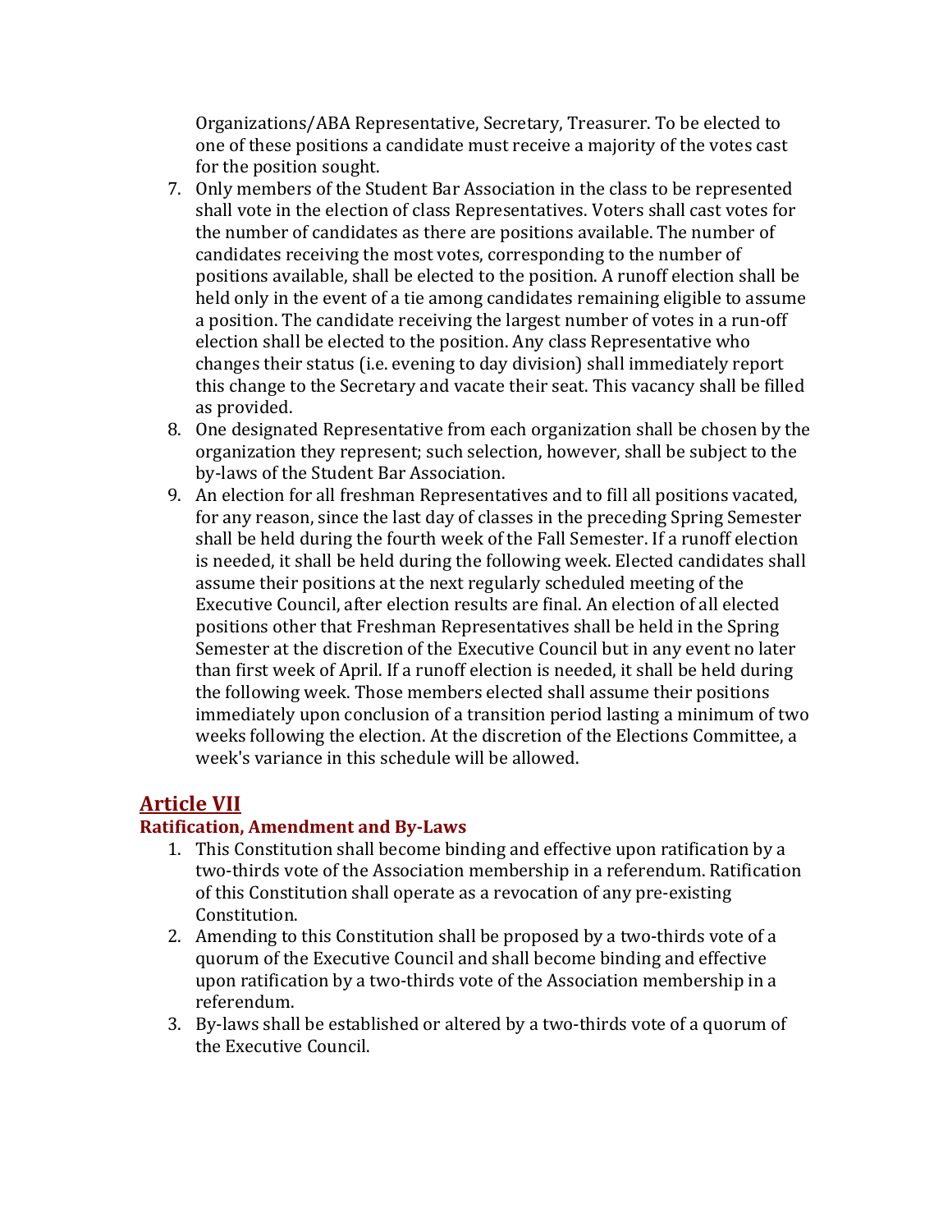Organizations/ABA Representative, Secretary, Treasurer. To be elected to one of these positions a candidate must receive a majority of the votes cast for the position sought.

7. Only members of the Student Bar Association in the class to be represented shall vote in the election of class Representatives. Voters shall cast votes for the number of candidates as there are positions available. The number of candidates receiving the most votes, corresponding to the number of positions available, shall be elected to the position. A runoff election shall be held only in the event of a tie among candidates remaining eligible to assume a position. The candidate receiving the largest number of votes in a run-off election shall be elected to the position. Any class Representative who changes their status (i.e. evening to day division) shall immediately report this change to the Secretary and vacate their seat. This vacancy shall be filled as provided.
8. One designated Representative from each organization shall be chosen by the organization they represent; such selection, however, shall be subject to the by-laws of the Student Bar Association.
9. An election for all freshman Representatives and to fill all positions vacated, for any reason, since the last day of classes in the preceding Spring Semester shall be held during the fourth week of the Fall Semester. If a runoff election is needed, it shall be held during the following week. Elected candidates shall assume their positions at the next regularly scheduled meeting of the Executive Council, after election results are final. An election of all elected positions other that Freshman Representatives shall be held in the Spring Semester at the discretion of the Executive Council but in any event no later than first week of April. If a runoff election is needed, it shall be held during the following week. Those members elected shall assume their positions immediately upon conclusion of a transition period lasting a minimum of two weeks following the election. At the discretion of the Elections Committee, a week's variance in this schedule will be allowed.

## Article VII

### Ratification, Amendment and By-Laws

1. This Constitution shall become binding and effective upon ratification by a two-thirds vote of the Association membership in a referendum. Ratification of this Constitution shall operate as a revocation of any pre-existing Constitution.
2. Amending to this Constitution shall be proposed by a two-thirds vote of a quorum of the Executive Council and shall become binding and effective upon ratification by a two-thirds vote of the Association membership in a referendum.
3. By-laws shall be established or altered by a two-thirds vote of a quorum of the Executive Council.